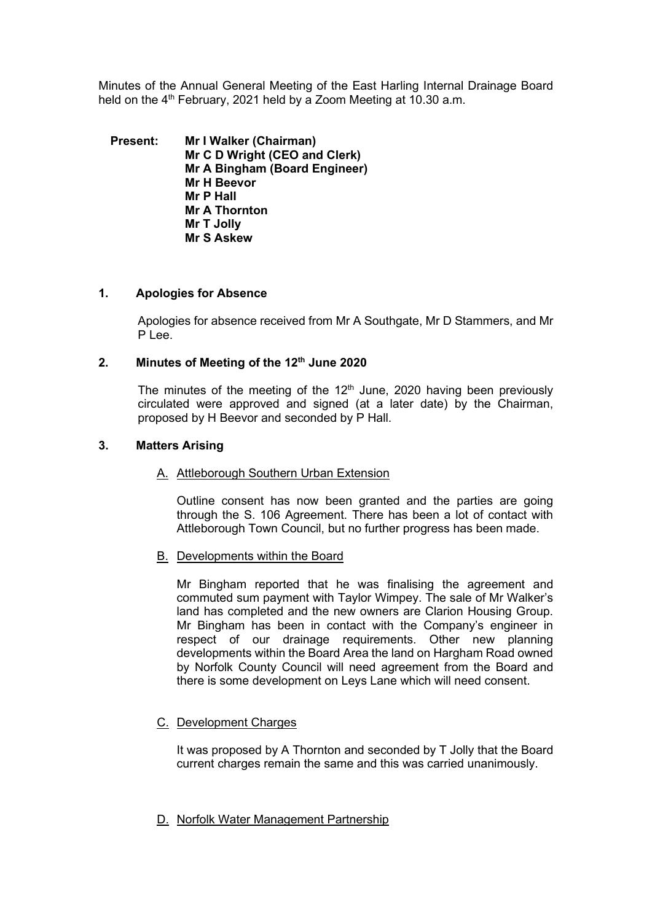Minutes of the Annual General Meeting of the East Harling Internal Drainage Board held on the 4th February, 2021 held by a Zoom Meeting at 10.30 a.m.

**Present:** **Mr I Walker (Chairman)**
**Mr C D Wright (CEO and Clerk)**
**Mr A Bingham (Board Engineer)**
**Mr H Beevor**
**Mr P Hall**
**Mr A Thornton**
**Mr T Jolly**
**Mr S Askew**

## 1. Apologies for Absence

Apologies for absence received from Mr A Southgate, Mr D Stammers, and Mr P Lee.

## 2. Minutes of Meeting of the 12th June 2020

The minutes of the meeting of the 12th June, 2020 having been previously circulated were approved and signed (at a later date) by the Chairman, proposed by H Beevor and seconded by P Hall.

## 3. Matters Arising

### A. Attleborough Southern Urban Extension

Outline consent has now been granted and the parties are going through the S. 106 Agreement. There has been a lot of contact with Attleborough Town Council, but no further progress has been made.

### B. Developments within the Board

Mr Bingham reported that he was finalising the agreement and commuted sum payment with Taylor Wimpey. The sale of Mr Walker's land has completed and the new owners are Clarion Housing Group. Mr Bingham has been in contact with the Company's engineer in respect of our drainage requirements. Other new planning developments within the Board Area the land on Hargham Road owned by Norfolk County Council will need agreement from the Board and there is some development on Leys Lane which will need consent.

### C. Development Charges

It was proposed by A Thornton and seconded by T Jolly that the Board current charges remain the same and this was carried unanimously.

### D. Norfolk Water Management Partnership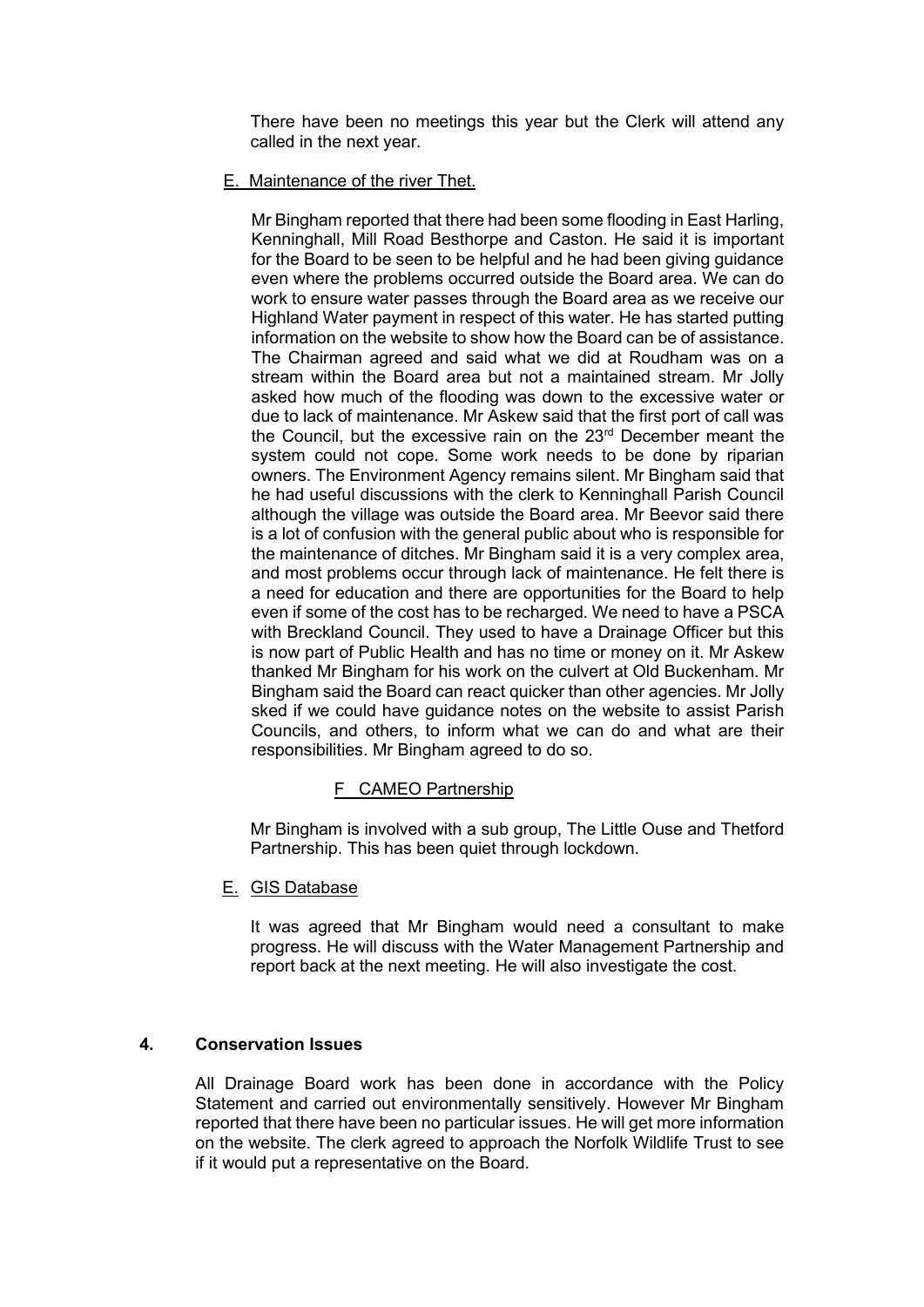There have been no meetings this year but the Clerk will attend any called in the next year.

E. <u>Maintenance of the river Thet.</u>

Mr Bingham reported that there had been some flooding in East Harling, Kenninghall, Mill Road Besthorpe and Caston. He said it is important for the Board to be seen to be helpful and he had been giving guidance even where the problems occurred outside the Board area. We can do work to ensure water passes through the Board area as we receive our Highland Water payment in respect of this water. He has started putting information on the website to show how the Board can be of assistance. The Chairman agreed and said what we did at Roudham was on a stream within the Board area but not a maintained stream. Mr Jolly asked how much of the flooding was down to the excessive water or due to lack of maintenance. Mr Askew said that the first port of call was the Council, but the excessive rain on the 23rd December meant the system could not cope. Some work needs to be done by riparian owners. The Environment Agency remains silent. Mr Bingham said that he had useful discussions with the clerk to Kenninghall Parish Council although the village was outside the Board area. Mr Beevor said there is a lot of confusion with the general public about who is responsible for the maintenance of ditches. Mr Bingham said it is a very complex area, and most problems occur through lack of maintenance. He felt there is a need for education and there are opportunities for the Board to help even if some of the cost has to be recharged. We need to have a PSCA with Breckland Council. They used to have a Drainage Officer but this is now part of Public Health and has no time or money on it. Mr Askew thanked Mr Bingham for his work on the culvert at Old Buckenham. Mr Bingham said the Board can react quicker than other agencies. Mr Jolly sked if we could have guidance notes on the website to assist Parish Councils, and others, to inform what we can do and what are their responsibilities. Mr Bingham agreed to do so.

F <u>CAMEO Partnership</u>

Mr Bingham is involved with a sub group, The Little Ouse and Thetford Partnership. This has been quiet through lockdown.

E. <u>GIS Database</u>

It was agreed that Mr Bingham would need a consultant to make progress. He will discuss with the Water Management Partnership and report back at the next meeting. He will also investigate the cost.

## 4. Conservation Issues

All Drainage Board work has been done in accordance with the Policy Statement and carried out environmentally sensitively. However Mr Bingham reported that there have been no particular issues. He will get more information on the website. The clerk agreed to approach the Norfolk Wildlife Trust to see if it would put a representative on the Board.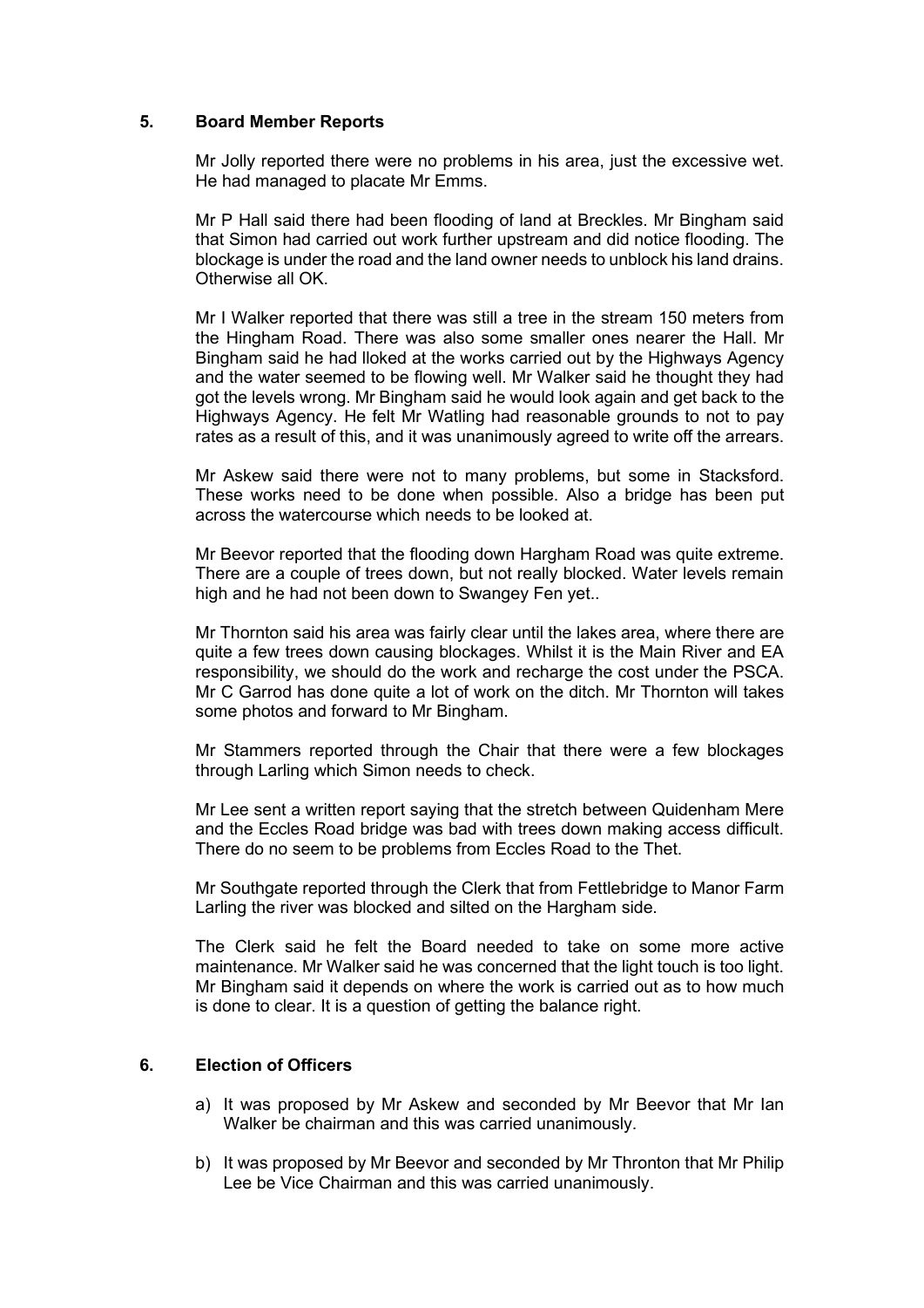## 5. Board Member Reports

Mr Jolly reported there were no problems in his area, just the excessive wet. He had managed to placate Mr Emms.

Mr P Hall said there had been flooding of land at Breckles. Mr Bingham said that Simon had carried out work further upstream and did notice flooding. The blockage is under the road and the land owner needs to unblock his land drains. Otherwise all OK.

Mr I Walker reported that there was still a tree in the stream 150 meters from the Hingham Road. There was also some smaller ones nearer the Hall. Mr Bingham said he had lloked at the works carried out by the Highways Agency and the water seemed to be flowing well. Mr Walker said he thought they had got the levels wrong. Mr Bingham said he would look again and get back to the Highways Agency. He felt Mr Watling had reasonable grounds to not to pay rates as a result of this, and it was unanimously agreed to write off the arrears.

Mr Askew said there were not to many problems, but some in Stacksford. These works need to be done when possible. Also a bridge has been put across the watercourse which needs to be looked at.

Mr Beevor reported that the flooding down Hargham Road was quite extreme. There are a couple of trees down, but not really blocked. Water levels remain high and he had not been down to Swangey Fen yet..

Mr Thornton said his area was fairly clear until the lakes area, where there are quite a few trees down causing blockages. Whilst it is the Main River and EA responsibility, we should do the work and recharge the cost under the PSCA. Mr C Garrod has done quite a lot of work on the ditch. Mr Thornton will takes some photos and forward to Mr Bingham.

Mr Stammers reported through the Chair that there were a few blockages through Larling which Simon needs to check.

Mr Lee sent a written report saying that the stretch between Quidenham Mere and the Eccles Road bridge was bad with trees down making access difficult. There do no seem to be problems from Eccles Road to the Thet.

Mr Southgate reported through the Clerk that from Fettlebridge to Manor Farm Larling the river was blocked and silted on the Hargham side.

The Clerk said he felt the Board needed to take on some more active maintenance. Mr Walker said he was concerned that the light touch is too light. Mr Bingham said it depends on where the work is carried out as to how much is done to clear. It is a question of getting the balance right.

## 6. Election of Officers

a) It was proposed by Mr Askew and seconded by Mr Beevor that Mr Ian Walker be chairman and this was carried unanimously.

b) It was proposed by Mr Beevor and seconded by Mr Thronton that Mr Philip Lee be Vice Chairman and this was carried unanimously.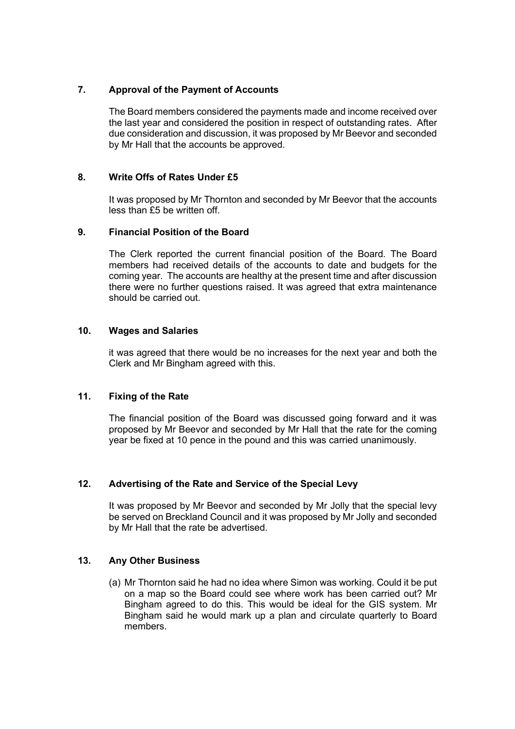## 7. Approval of the Payment of Accounts

The Board members considered the payments made and income received over the last year and considered the position in respect of outstanding rates. After due consideration and discussion, it was proposed by Mr Beevor and seconded by Mr Hall that the accounts be approved.

## 8. Write Offs of Rates Under £5

It was proposed by Mr Thornton and seconded by Mr Beevor that the accounts less than £5 be written off.

## 9. Financial Position of the Board

The Clerk reported the current financial position of the Board. The Board members had received details of the accounts to date and budgets for the coming year. The accounts are healthy at the present time and after discussion there were no further questions raised. It was agreed that extra maintenance should be carried out.

## 10. Wages and Salaries

it was agreed that there would be no increases for the next year and both the Clerk and Mr Bingham agreed with this.

## 11. Fixing of the Rate

The financial position of the Board was discussed going forward and it was proposed by Mr Beevor and seconded by Mr Hall that the rate for the coming year be fixed at 10 pence in the pound and this was carried unanimously.

## 12. Advertising of the Rate and Service of the Special Levy

It was proposed by Mr Beevor and seconded by Mr Jolly that the special levy be served on Breckland Council and it was proposed by Mr Jolly and seconded by Mr Hall that the rate be advertised.

## 13. Any Other Business

(a) Mr Thornton said he had no idea where Simon was working. Could it be put on a map so the Board could see where work has been carried out? Mr Bingham agreed to do this. This would be ideal for the GIS system. Mr Bingham said he would mark up a plan and circulate quarterly to Board members.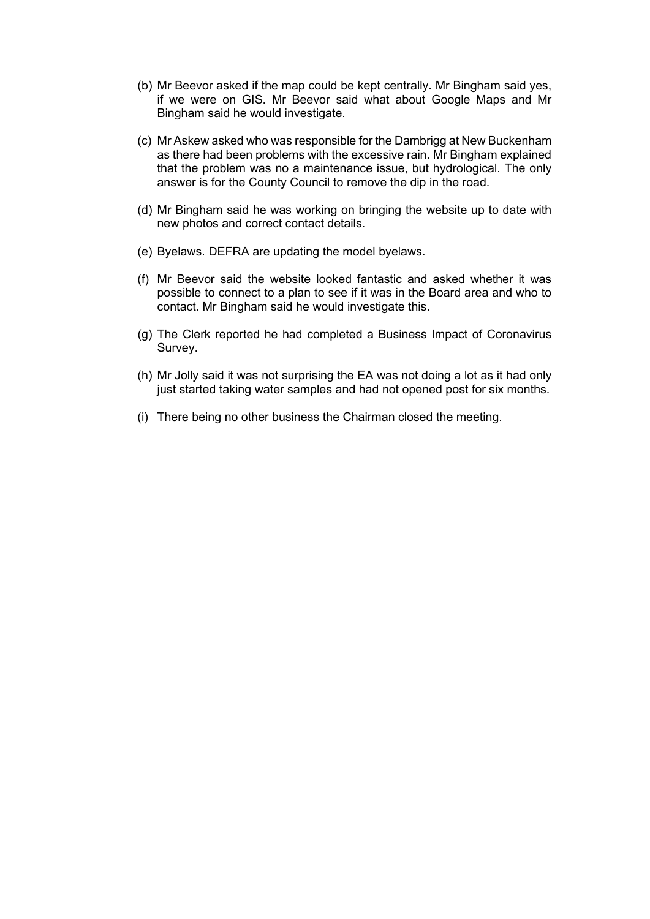(b) Mr Beevor asked if the map could be kept centrally. Mr Bingham said yes, if we were on GIS. Mr Beevor said what about Google Maps and Mr Bingham said he would investigate.

(c) Mr Askew asked who was responsible for the Dambrigg at New Buckenham as there had been problems with the excessive rain. Mr Bingham explained that the problem was no a maintenance issue, but hydrological. The only answer is for the County Council to remove the dip in the road.

(d) Mr Bingham said he was working on bringing the website up to date with new photos and correct contact details.

(e) Byelaws. DEFRA are updating the model byelaws.

(f) Mr Beevor said the website looked fantastic and asked whether it was possible to connect to a plan to see if it was in the Board area and who to contact. Mr Bingham said he would investigate this.

(g) The Clerk reported he had completed a Business Impact of Coronavirus Survey.

(h) Mr Jolly said it was not surprising the EA was not doing a lot as it had only just started taking water samples and had not opened post for six months.

(i) There being no other business the Chairman closed the meeting.